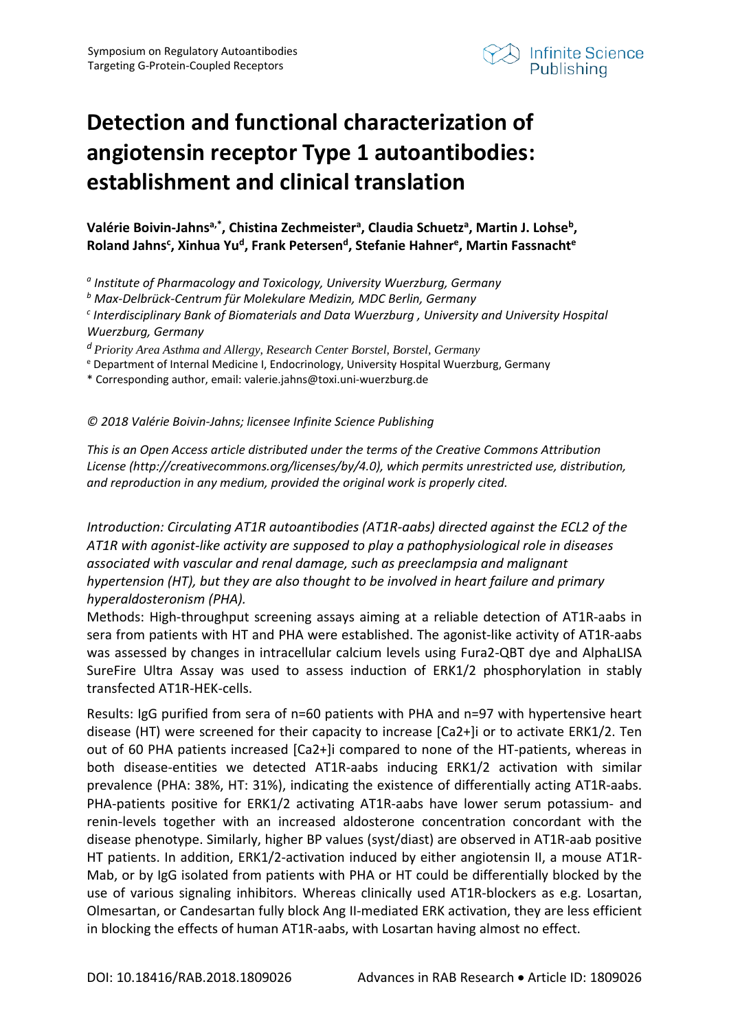# Detection and functional characterization of angiotensin receptor Type 1 autoantibodies: establishment and clinical translation

**Valérie Boivin-Jahns[a,*], Chistina Zechmeister[a], Claudia Schuetz[a], Martin J. Lohse[b], Roland Jahns[c], Xinhua Yu[d], Frank Petersen[d], Stefanie Hahner[e], Martin Fassnacht[e]**

*[a] Institute of Pharmacology and Toxicology, University Wuerzburg, Germany*

*[b] Max-Delbrück-Centrum für Molekulare Medizin, MDC Berlin, Germany*

*[c] Interdisciplinary Bank of Biomaterials and Data Wuerzburg , University and University Hospital Wuerzburg, Germany*

*[d] Priority Area Asthma and Allergy, Research Center Borstel, Borstel, Germany*

[e] Department of Internal Medicine I, Endocrinology, University Hospital Wuerzburg, Germany

\* Corresponding author, email: valerie.jahns@toxi.uni-wuerzburg.de

*© 2018 Valérie Boivin-Jahns; licensee Infinite Science Publishing*

*This is an Open Access article distributed under the terms of the Creative Commons Attribution License (http://creativecommons.org/licenses/by/4.0), which permits unrestricted use, distribution, and reproduction in any medium, provided the original work is properly cited.*

*Introduction: Circulating AT1R autoantibodies (AT1R-aabs) directed against the ECL2 of the AT1R with agonist-like activity are supposed to play a pathophysiological role in diseases associated with vascular and renal damage, such as preeclampsia and malignant hypertension (HT), but they are also thought to be involved in heart failure and primary hyperaldosteronism (PHA).*

Methods: High-throughput screening assays aiming at a reliable detection of AT1R-aabs in sera from patients with HT and PHA were established. The agonist-like activity of AT1R-aabs was assessed by changes in intracellular calcium levels using Fura2-QBT dye and AlphaLISA SureFire Ultra Assay was used to assess induction of ERK1/2 phosphorylation in stably transfected AT1R-HEK-cells.

Results: IgG purified from sera of n=60 patients with PHA and n=97 with hypertensive heart disease (HT) were screened for their capacity to increase $[Ca2+]i$ or to activate ERK1/2. Ten out of 60 PHA patients increased $[Ca2+]i$ compared to none of the HT-patients, whereas in both disease-entities we detected AT1R-aabs inducing ERK1/2 activation with similar prevalence (PHA: 38%, HT: 31%), indicating the existence of differentially acting AT1R-aabs. PHA-patients positive for ERK1/2 activating AT1R-aabs have lower serum potassium- and renin-levels together with an increased aldosterone concentration concordant with the disease phenotype. Similarly, higher BP values (syst/diast) are observed in AT1R-aab positive HT patients. In addition, ERK1/2-activation induced by either angiotensin II, a mouse AT1R-Mab, or by IgG isolated from patients with PHA or HT could be differentially blocked by the use of various signaling inhibitors. Whereas clinically used AT1R-blockers as e.g. Losartan, Olmesartan, or Candesartan fully block Ang II-mediated ERK activation, they are less efficient in blocking the effects of human AT1R-aabs, with Losartan having almost no effect.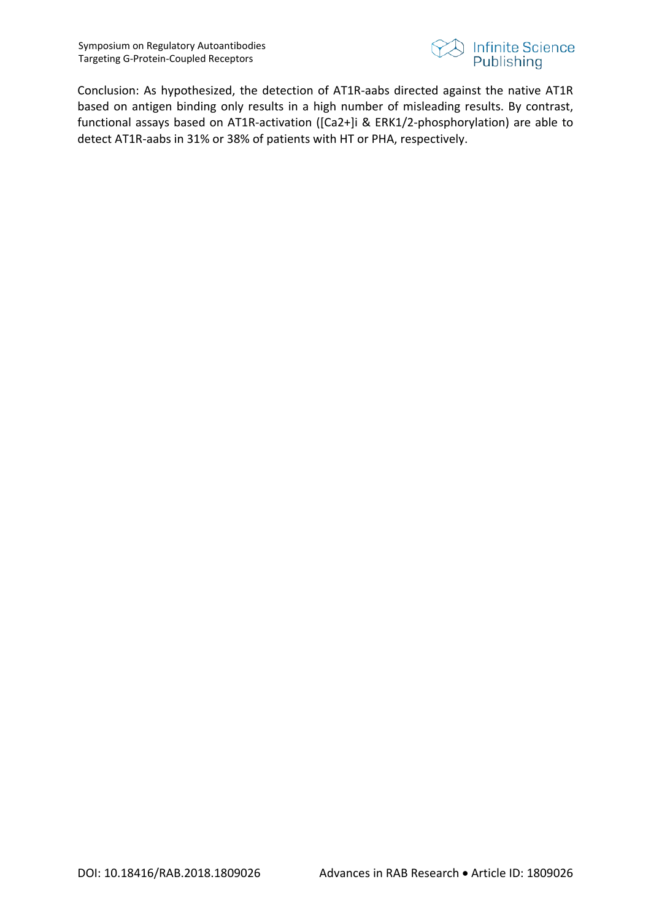Conclusion: As hypothesized, the detection of AT1R-aabs directed against the native AT1R based on antigen binding only results in a high number of misleading results. By contrast, functional assays based on AT1R-activation ($[Ca^{2+}]_i$ & ERK1/2-phosphorylation) are able to detect AT1R-aabs in 31% or 38% of patients with HT or PHA, respectively.